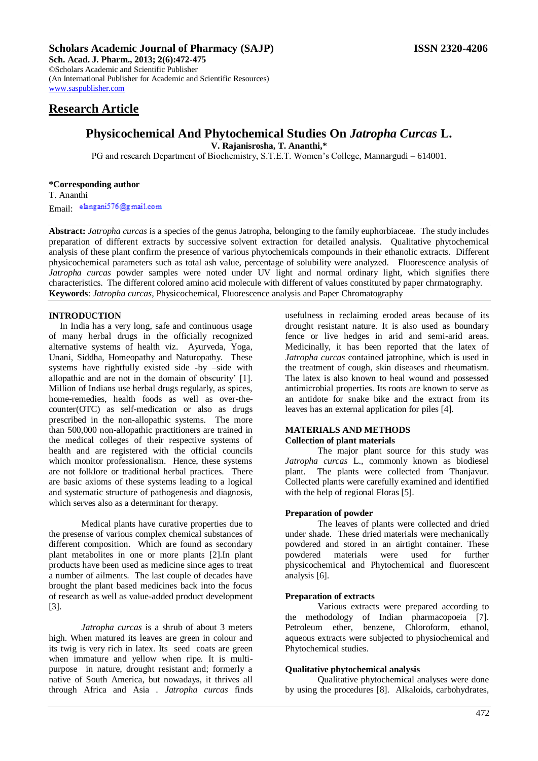**Scholars Academic Journal of Pharmacy (SAJP)** **ISSN 2320-4206**

**Sch. Acad. J. Pharm., 2013; 2(6):472-475**
©Scholars Academic and Scientific Publisher
(An International Publisher for Academic and Scientific Resources)
www.saspublisher.com

## Research Article

# Physicochemical And Phytochemical Studies On *Jatropha Curcas* L.

**V. Rajanisrosha, T. Ananthi,\***

PG and research Department of Biochemistry, S.T.E.T. Women's College, Mannargudi – 614001.

**\*Corresponding author**
T. Ananthi
Email: elangani576@gmail.com

**Abstract:** *Jatropha curcas* is a species of the genus Jatropha, belonging to the family euphorbiaceae. The study includes preparation of different extracts by successive solvent extraction for detailed analysis. Qualitative phytochemical analysis of these plant confirm the presence of various phytochemicals compounds in their ethanolic extracts. Different physicochemical parameters such as total ash value, percentage of solubility were analyzed. Fluorescence analysis of *Jatropha curcas* powder samples were noted under UV light and normal ordinary light, which signifies there characteristics. The different colored amino acid molecule with different of values constituted by paper chrmatography.
**Keywords**: *Jatropha curcas*, Physicochemical, Fluorescence analysis and Paper Chromatography

## INTRODUCTION

In India has a very long, safe and continuous usage of many herbal drugs in the officially recognized alternative systems of health viz. Ayurveda, Yoga, Unani, Siddha, Homeopathy and Naturopathy. These systems have rightfully existed side -by –side with allopathic and are not in the domain of obscurity' [1]. Million of Indians use herbal drugs regularly, as spices, home-remedies, health foods as well as over-the-counter(OTC) as self-medication or also as drugs prescribed in the non-allopathic systems. The more than 500,000 non-allopathic practitioners are trained in the medical colleges of their respective systems of health and are registered with the official councils which monitor professionalism. Hence, these systems are not folklore or traditional herbal practices. There are basic axioms of these systems leading to a logical and systematic structure of pathogenesis and diagnosis, which serves also as a determinant for therapy.

Medical plants have curative properties due to the presense of various complex chemical substances of different composition. Which are found as secondary plant metabolites in one or more plants [2].In plant products have been used as medicine since ages to treat a number of ailments. The last couple of decades have brought the plant based medicines back into the focus of research as well as value-added product development [3].

*Jatropha curcas* is a shrub of about 3 meters high. When matured its leaves are green in colour and its twig is very rich in latex. Its seed coats are green when immature and yellow when ripe. It is multi-purpose in nature, drought resistant and; formerly a native of South America, but nowadays, it thrives all through Africa and Asia . *Jatropha curcas* finds usefulness in reclaiming eroded areas because of its drought resistant nature. It is also used as boundary fence or live hedges in arid and semi-arid areas. Medicinally, it has been reported that the latex of *Jatropha curcas* contained jatrophine, which is used in the treatment of cough, skin diseases and rheumatism. The latex is also known to heal wound and possessed antimicrobial properties. Its roots are known to serve as an antidote for snake bike and the extract from its leaves has an external application for piles [4].

## MATERIALS AND METHODS

### Collection of plant materials

The major plant source for this study was *Jatropha curcas* L., commonly known as biodiesel plant. The plants were collected from Thanjavur. Collected plants were carefully examined and identified with the help of regional Floras [5].

### Preparation of powder

The leaves of plants were collected and dried under shade. These dried materials were mechanically powdered and stored in an airtight container. These powdered materials were used for further physicochemical and Phytochemical and fluorescent analysis [6].

### Preparation of extracts

Various extracts were prepared according to the methodology of Indian pharmacopoeia [7]. Petroleum ether, benzene, Chloroform, ethanol, aqueous extracts were subjected to physiochemical and Phytochemical studies.

### Qualitative phytochemical analysis

Qualitative phytochemical analyses were done by using the procedures [8]. Alkaloids, carbohydrates,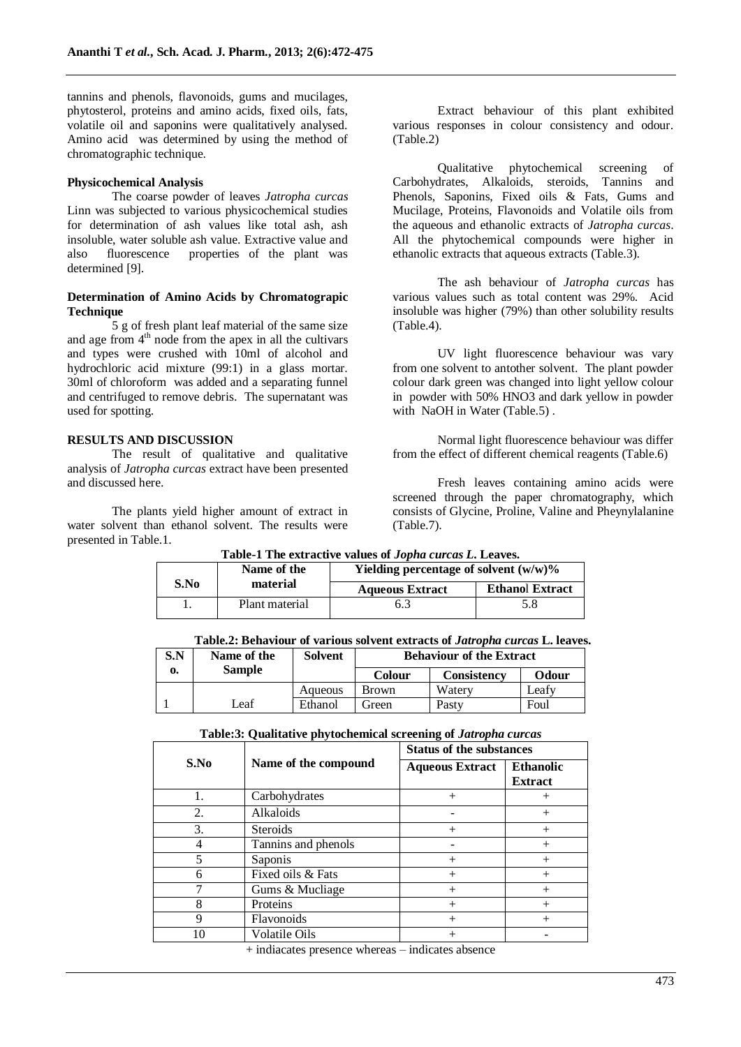tannins and phenols, flavonoids, gums and mucilages, phytosterol, proteins and amino acids, fixed oils, fats, volatile oil and saponins were qualitatively analysed. Amino acid was determined by using the method of chromatographic technique.

**Physicochemical Analysis**

The coarse powder of leaves *Jatropha curcas* Linn was subjected to various physicochemical studies for determination of ash values like total ash, ash insoluble, water soluble ash value. Extractive value and also fluorescence properties of the plant was determined [9].

**Determination of Amino Acids by Chromatograpic Technique**

5 g of fresh plant leaf material of the same size and age from 4[th] node from the apex in all the cultivars and types were crushed with 10ml of alcohol and hydrochloric acid mixture (99:1) in a glass mortar. 30ml of chloroform was added and a separating funnel and centrifuged to remove debris. The supernatant was used for spotting.

## RESULTS AND DISCUSSION

The result of qualitative and qualitative analysis of *Jatropha curcas* extract have been presented and discussed here.

The plants yield higher amount of extract in water solvent than ethanol solvent. The results were presented in Table.1.

Extract behaviour of this plant exhibited various responses in colour consistency and odour. (Table.2)

Qualitative phytochemical screening of Carbohydrates, Alkaloids, steroids, Tannins and Phenols, Saponins, Fixed oils & Fats, Gums and Mucilage, Proteins, Flavonoids and Volatile oils from the aqueous and ethanolic extracts of *Jatropha curcas*. All the phytochemical compounds were higher in ethanolic extracts that aqueous extracts (Table.3).

The ash behaviour of *Jatropha curcas* has various values such as total content was 29%. Acid insoluble was higher (79%) than other solubility results (Table.4).

UV light fluorescence behaviour was vary from one solvent to antother solvent. The plant powder colour dark green was changed into light yellow colour in powder with 50% $HNO_3$ and dark yellow in powder with NaOH in Water (Table.5) .

Normal light fluorescence behaviour was differ from the effect of different chemical reagents (Table.6)

Fresh leaves containing amino acids were screened through the paper chromatography, which consists of Glycine, Proline, Valine and Pheynylalanine (Table.7).

**Table-1 The extractive values of *Jopha curcas L.* Leaves.**

| S.No | Name of the material | Yielding percentage of solvent (w/w)% | |
|---|---|---|---|
| | | Aqueous Extract | Ethanol Extract |
| 1. | Plant material | 6.3 | 5.8 |

**Table.2: Behaviour of various solvent extracts of *Jatropha curcas* L. leaves.**

| S.No. | Name of the Sample | Solvent | Behaviour of the Extract | | |
|---|---|---|---|---|---|
| | | | Colour | Consistency | Odour |
| 1 | Leaf | Aqueous | Brown | Watery | Leafy |
| | | Ethanol | Green | Pasty | Foul |

**Table:3: Qualitative phytochemical screening of *Jatropha curcas***

| S.No | Name of the compound | Status of the substances | |
|---|---|---|---|
| | | Aqueous Extract | Ethanolic Extract |
| 1. | Carbohydrates | + | + |
| 2. | Alkaloids | - | + |
| 3. | Steroids | + | + |
| 4 | Tannins and phenols | - | + |
| 5 | Saponis | + | + |
| 6 | Fixed oils & Fats | + | + |
| 7 | Gums & Mucliage | + | + |
| 8 | Proteins | + | + |
| 9 | Flavonoids | + | + |
| 10 | Volatile Oils | + | - |

+ indiacates presence whereas – indicates absence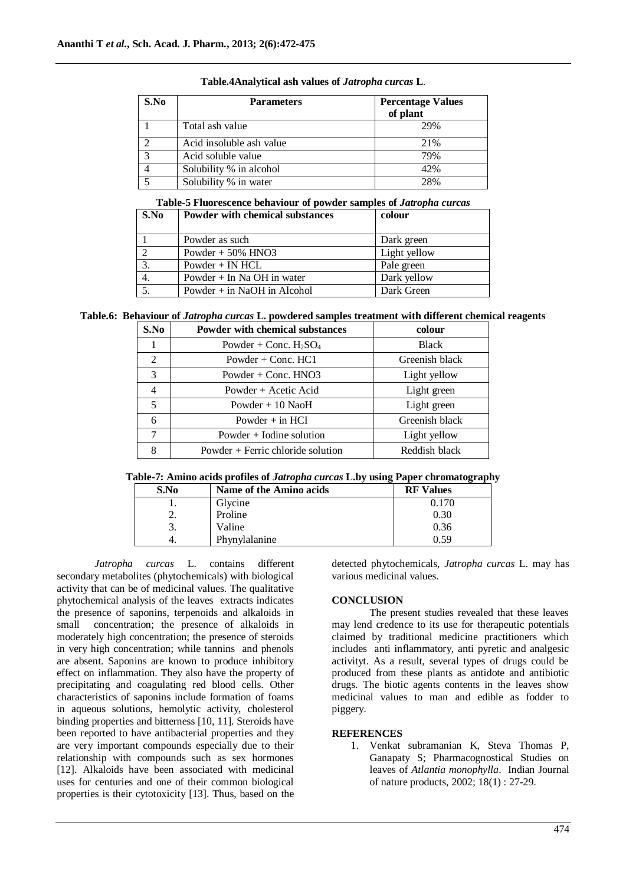**Table.4 Analytical ash values of *Jatropha curcas* L.**

| S.No | Parameters | Percentage Values of plant |
|---|---|---|
| 1 | Total ash value | 29% |
| 2 | Acid insoluble ash value | 21% |
| 3 | Acid soluble value | 79% |
| 4 | Solubility % in alcohol | 42% |
| 5 | Solubility % in water | 28% |

**Table-5 Fluorescence behaviour of powder samples of *Jatropha curcas***

| S.No | Powder with chemical substances | colour |
|---|---|---|
| 1 | Powder as such | Dark green |
| 2 | Powder + 50% HNO3 | Light yellow |
| 3. | Powder + IN HCL | Pale green |
| 4. | Powder + In Na OH in water | Dark yellow |
| 5. | Powder + in NaOH in Alcohol | Dark Green |

**Table.6: Behaviour of *Jatropha curcas* L. powdered samples treatment with different chemical reagents**

| S.No | Powder with chemical substances | colour |
|---|---|---|
| 1 | Powder + Conc. $H_2SO_4$ | Black |
| 2 | Powder + Conc. HC1 | Greenish black |
| 3 | Powder + Conc. HNO3 | Light yellow |
| 4 | Powder + Acetic Acid | Light green |
| 5 | Powder + 10 NaoH | Light green |
| 6 | Powder + in HCI | Greenish black |
| 7 | Powder + Iodine solution | Light yellow |
| 8 | Powder + Ferric chloride solution | Reddish black |

**Table-7: Amino acids profiles of *Jatropha curcas* L.by using Paper chromatography**

| S.No | Name of the Amino acids | RF Values |
|---|---|---|
| 1. | Glycine | 0.170 |
| 2. | Proline | 0.30 |
| 3. | Valine | 0.36 |
| 4. | Phynylalanine | 0.59 |

*Jatropha curcas* L. contains different secondary metabolites (phytochemicals) with biological activity that can be of medicinal values. The qualitative phytochemical analysis of the leaves extracts indicates the presence of saponins, terpenoids and alkaloids in small concentration; the presence of alkaloids in moderately high concentration; the presence of steroids in very high concentration; while tannins and phenols are absent. Saponins are known to produce inhibitory effect on inflammation. They also have the property of precipitating and coagulating red blood cells. Other characteristics of saponins include formation of foams in aqueous solutions, hemolytic activity, cholesterol binding properties and bitterness [10, 11]. Steroids have been reported to have antibacterial properties and they are very important compounds especially due to their relationship with compounds such as sex hormones [12]. Alkaloids have been associated with medicinal uses for centuries and one of their common biological properties is their cytotoxicity [13]. Thus, based on the detected phytochemicals, *Jatropha curcas* L. may has various medicinal values.

## CONCLUSION

The present studies revealed that these leaves may lend credence to its use for therapeutic potentials claimed by traditional medicine practitioners which includes anti inflammatory, anti pyretic and analgesic activityt. As a result, several types of drugs could be produced from these plants as antidote and antibiotic drugs. The biotic agents contents in the leaves show medicinal values to man and edible as fodder to piggery.

## REFERENCES

1. Venkat subramanian K, Steva Thomas P, Ganapaty S; Pharmacognostical Studies on leaves of *Atlantia monophylla*. Indian Journal of nature products, 2002; 18(1) : 27-29.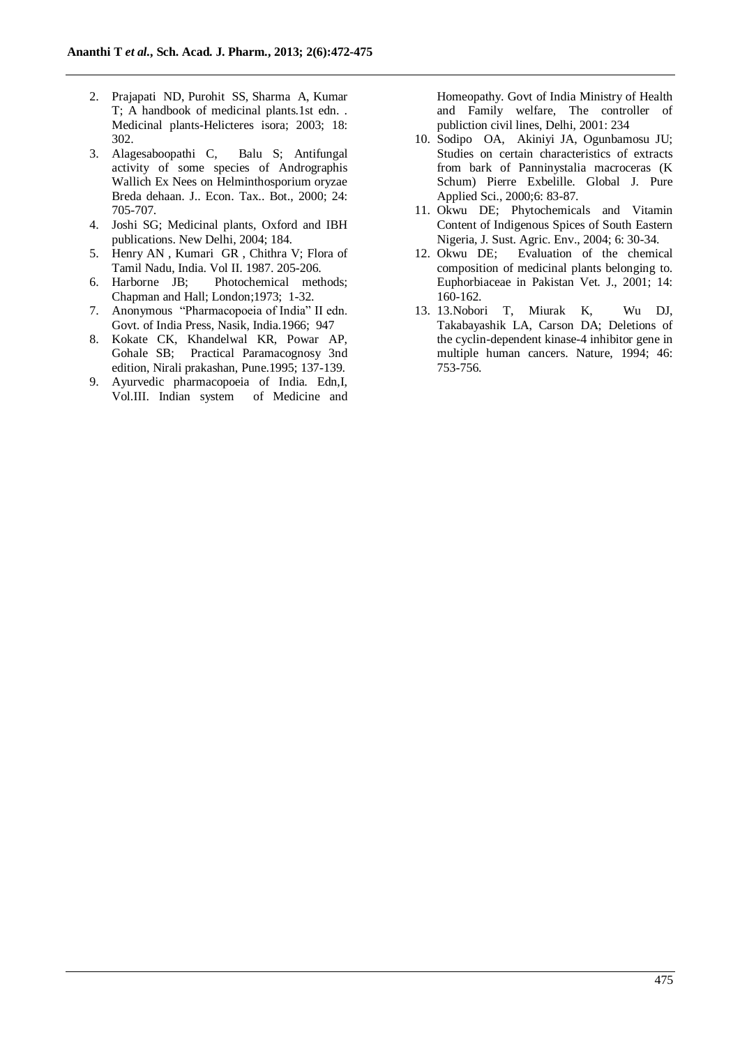2. Prajapati ND, Purohit SS, Sharma A, Kumar T; A handbook of medicinal plants.1st edn. . Medicinal plants-Helicteres isora; 2003; 18: 302.
3. Alagesaboopathi C, Balu S; Antifungal activity of some species of Andrographis Wallich Ex Nees on Helminthosporium oryzae Breda dehaan. J.. Econ. Tax.. Bot., 2000; 24: 705-707.
4. Joshi SG; Medicinal plants, Oxford and IBH publications. New Delhi, 2004; 184.
5. Henry AN , Kumari GR , Chithra V; Flora of Tamil Nadu, India. Vol II. 1987. 205-206.
6. Harborne JB; Photochemical methods; Chapman and Hall; London;1973; 1-32.
7. Anonymous "Pharmacopoeia of India" II edn. Govt. of India Press, Nasik, India.1966; 947
8. Kokate CK, Khandelwal KR, Powar AP, Gohale SB; Practical Paramacognosy 3nd edition, Nirali prakashan, Pune.1995; 137-139.
9. Ayurvedic pharmacopoeia of India. Edn,I, Vol.III. Indian system of Medicine and Homeopathy. Govt of India Ministry of Health and Family welfare, The controller of publiction civil lines, Delhi, 2001: 234
10. Sodipo OA, Akiniyi JA, Ogunbamosu JU; Studies on certain characteristics of extracts from bark of Panninystalia macroceras (K Schum) Pierre Exbelille. Global J. Pure Applied Sci., 2000;6: 83-87.
11. Okwu DE; Phytochemicals and Vitamin Content of Indigenous Spices of South Eastern Nigeria, J. Sust. Agric. Env., 2004; 6: 30-34.
12. Okwu DE; Evaluation of the chemical composition of medicinal plants belonging to. Euphorbiaceae in Pakistan Vet. J., 2001; 14: 160-162.
13. 13.Nobori T, Miurak K, Wu DJ, Takabayashik LA, Carson DA; Deletions of the cyclin-dependent kinase-4 inhibitor gene in multiple human cancers. Nature, 1994; 46: 753-756.